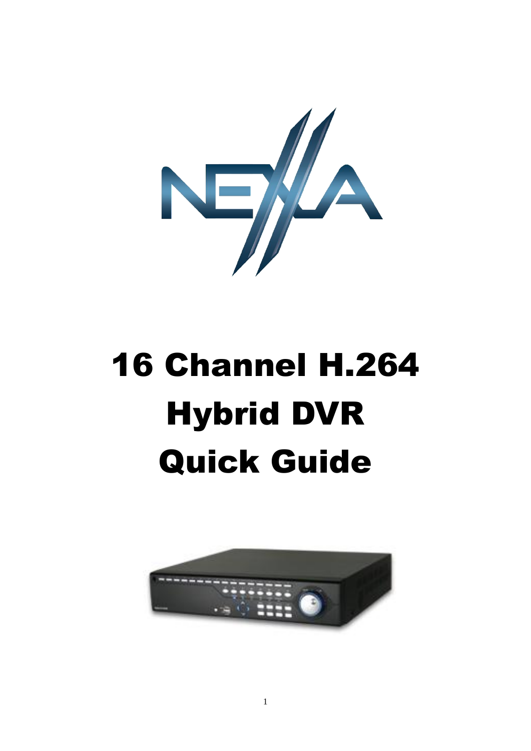# 16 Channel H.264 Hybrid DVR Quick Guide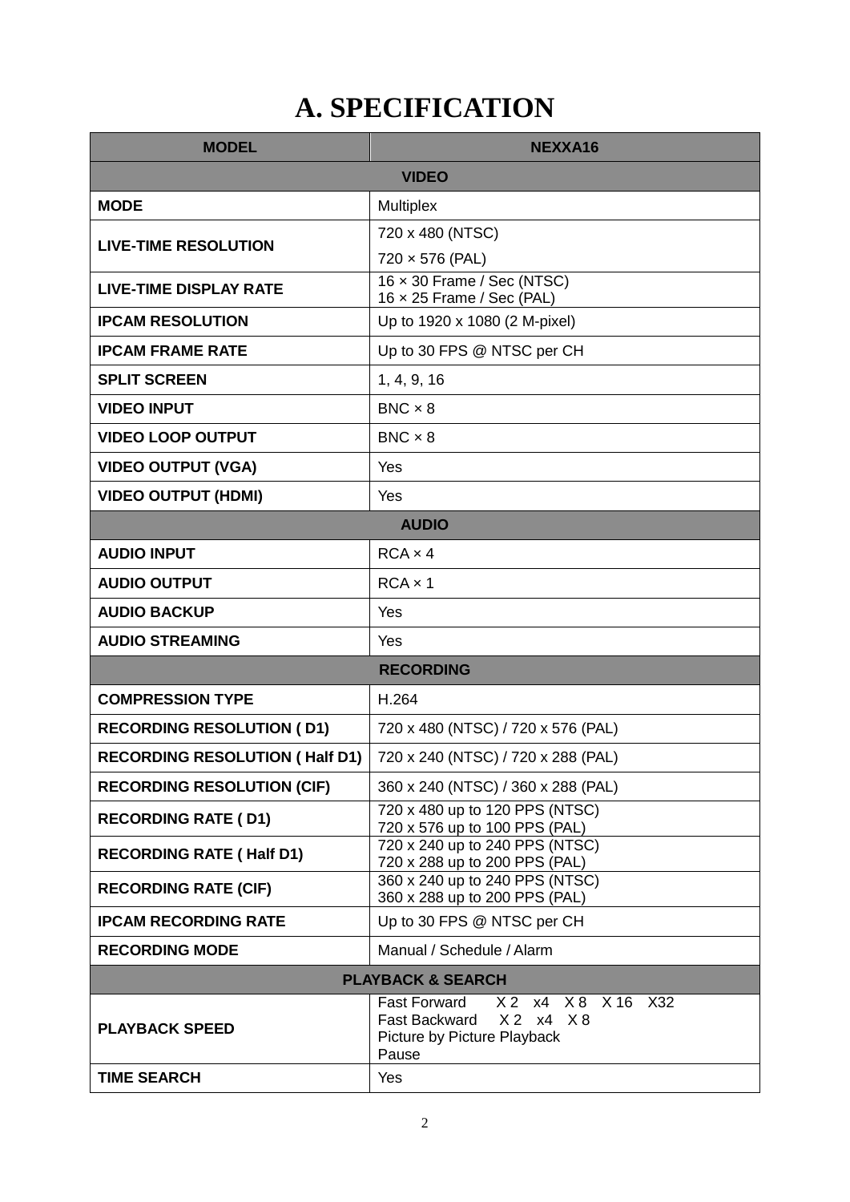# A. SPECIFICATION

| MODEL | NEXXA16 |
|---|---|
| **VIDEO** | |
| **MODE** | Multiplex |
| **LIVE-TIME RESOLUTION** | 720 x 480 (NTSC)<br>720 × 576 (PAL) |
| **LIVE-TIME DISPLAY RATE** | 16 × 30 Frame / Sec (NTSC)<br>16 × 25 Frame / Sec (PAL) |
| **IPCAM RESOLUTION** | Up to 1920 x 1080 (2 M-pixel) |
| **IPCAM FRAME RATE** | Up to 30 FPS @ NTSC per CH |
| **SPLIT SCREEN** | 1, 4, 9, 16 |
| **VIDEO INPUT** | BNC × 8 |
| **VIDEO LOOP OUTPUT** | BNC × 8 |
| **VIDEO OUTPUT (VGA)** | Yes |
| **VIDEO OUTPUT (HDMI)** | Yes |
| **AUDIO** | |
| **AUDIO INPUT** | RCA × 4 |
| **AUDIO OUTPUT** | RCA × 1 |
| **AUDIO BACKUP** | Yes |
| **AUDIO STREAMING** | Yes |
| **RECORDING** | |
| **COMPRESSION TYPE** | H.264 |
| **RECORDING RESOLUTION ( D1)** | 720 x 480 (NTSC) / 720 x 576 (PAL) |
| **RECORDING RESOLUTION ( Half D1)** | 720 x 240 (NTSC) / 720 x 288 (PAL) |
| **RECORDING RESOLUTION (CIF)** | 360 x 240 (NTSC) / 360 x 288 (PAL) |
| **RECORDING RATE ( D1)** | 720 x 480 up to 120 PPS (NTSC)<br>720 x 576 up to 100 PPS (PAL) |
| **RECORDING RATE ( Half D1)** | 720 x 240 up to 240 PPS (NTSC)<br>720 x 288 up to 200 PPS (PAL) |
| **RECORDING RATE (CIF)** | 360 x 240 up to 240 PPS (NTSC)<br>360 x 288 up to 200 PPS (PAL) |
| **IPCAM RECORDING RATE** | Up to 30 FPS @ NTSC per CH |
| **RECORDING MODE** | Manual / Schedule / Alarm |
| **PLAYBACK & SEARCH** | |
| **PLAYBACK SPEED** | Fast Forward X 2 x4 X 8 X 16 X32<br>Fast Backward X 2 x4 X 8<br>Picture by Picture Playback<br>Pause |
| **TIME SEARCH** | Yes |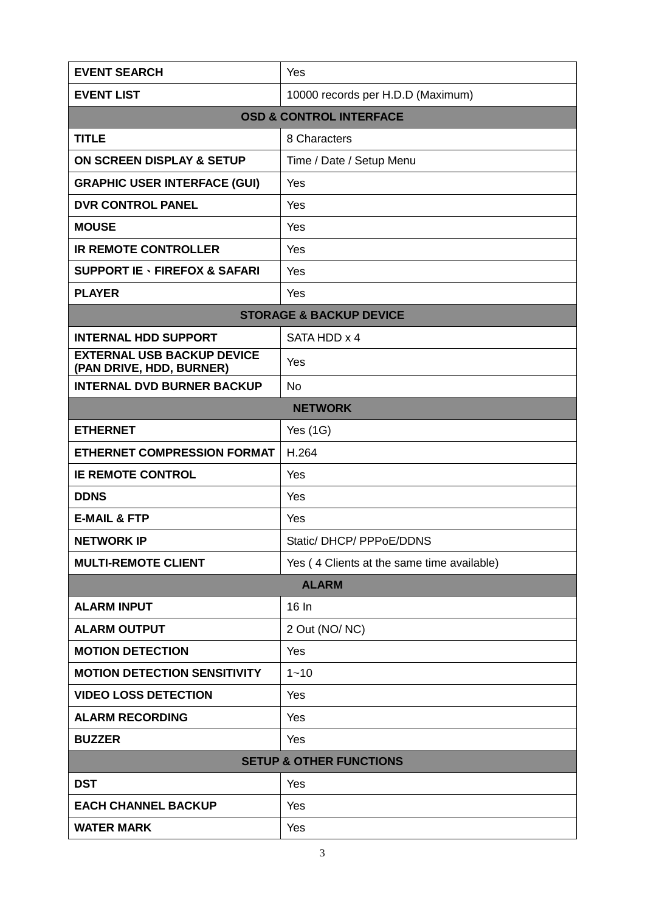| EVENT SEARCH | Yes |
|---|---|
| **EVENT LIST** | 10000 records per H.D.D (Maximum) |
| **OSD & CONTROL INTERFACE** | |
| **TITLE** | 8 Characters |
| **ON SCREEN DISPLAY & SETUP** | Time / Date / Setup Menu |
| **GRAPHIC USER INTERFACE (GUI)** | Yes |
| **DVR CONTROL PANEL** | Yes |
| **MOUSE** | Yes |
| **IR REMOTE CONTROLLER** | Yes |
| **SUPPORT IE、FIREFOX & SAFARI** | Yes |
| **PLAYER** | Yes |
| **STORAGE & BACKUP DEVICE** | |
| **INTERNAL HDD SUPPORT** | SATA HDD x 4 |
| **EXTERNAL USB BACKUP DEVICE (PAN DRIVE, HDD, BURNER)** | Yes |
| **INTERNAL DVD BURNER BACKUP** | No |
| **NETWORK** | |
| **ETHERNET** | Yes (1G) |
| **ETHERNET COMPRESSION FORMAT** | H.264 |
| **IE REMOTE CONTROL** | Yes |
| **DDNS** | Yes |
| **E-MAIL & FTP** | Yes |
| **NETWORK IP** | Static/ DHCP/ PPPoE/DDNS |
| **MULTI-REMOTE CLIENT** | Yes ( 4 Clients at the same time available) |
| **ALARM** | |
| **ALARM INPUT** | 16 In |
| **ALARM OUTPUT** | 2 Out (NO/ NC) |
| **MOTION DETECTION** | Yes |
| **MOTION DETECTION SENSITIVITY** | 1~10 |
| **VIDEO LOSS DETECTION** | Yes |
| **ALARM RECORDING** | Yes |
| **BUZZER** | Yes |
| **SETUP & OTHER FUNCTIONS** | |
| **DST** | Yes |
| **EACH CHANNEL BACKUP** | Yes |
| **WATER MARK** | Yes |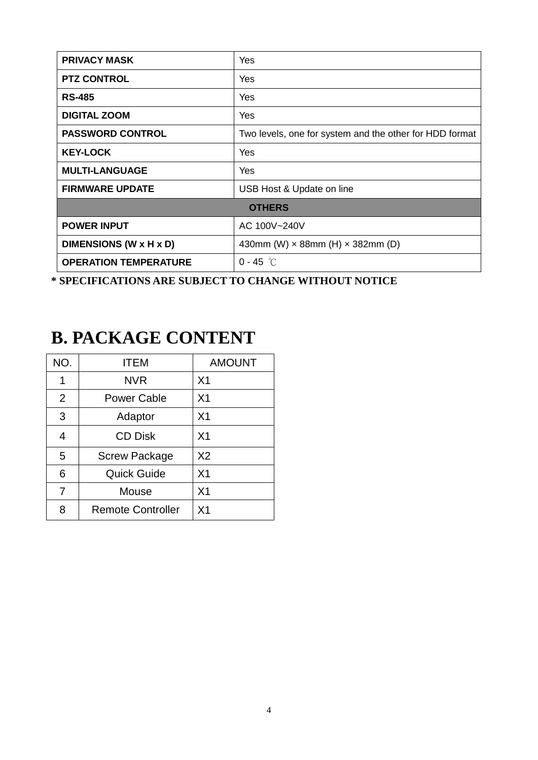| PRIVACY MASK | Yes |
|---|---|
| PTZ CONTROL | Yes |
| RS-485 | Yes |
| DIGITAL ZOOM | Yes |
| PASSWORD CONTROL | Two levels, one for system and the other for HDD format |
| KEY-LOCK | Yes |
| MULTI-LANGUAGE | Yes |
| FIRMWARE UPDATE | USB Host & Update on line |
| **OTHERS** | |
| POWER INPUT | AC 100V~240V |
| DIMENSIONS (W x H x D) | 430mm (W) × 88mm (H) × 382mm (D) |
| OPERATION TEMPERATURE | 0 - 45 ℃ |

**\* SPECIFICATIONS ARE SUBJECT TO CHANGE WITHOUT NOTICE**

# B. PACKAGE CONTENT

| NO. | ITEM | AMOUNT |
|---|---|---|
| 1 | NVR | X1 |
| 2 | Power Cable | X1 |
| 3 | Adaptor | X1 |
| 4 | CD Disk | X1 |
| 5 | Screw Package | X2 |
| 6 | Quick Guide | X1 |
| 7 | Mouse | X1 |
| 8 | Remote Controller | X1 |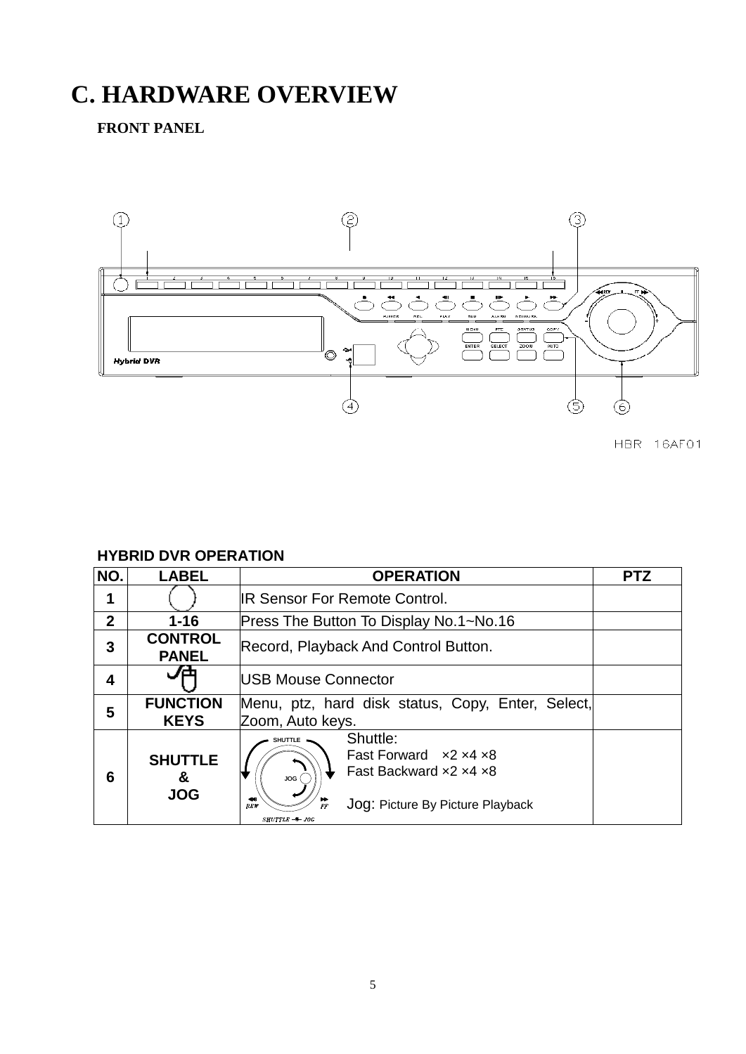# C. HARDWARE OVERVIEW

## FRONT PANEL

HBR 16AF01

### HYBRID DVR OPERATION

| NO. | LABEL | OPERATION | PTZ |
|---|---|---|---|
| 1 | ◯ | IR Sensor For Remote Control. | |
| 2 | 1-16 | Press The Button To Display No.1~No.16 | |
| 3 | CONTROL PANEL | Record, Playback And Control Button. | |
| 4 | USB mouse icon | USB Mouse Connector | |
| 5 | FUNCTION KEYS | Menu, ptz, hard disk status, Copy, Enter, Select, Zoom, Auto keys. | |
| 6 | SHUTTLE & JOG | Shuttle: Fast Forward ×2 ×4 ×8; Fast Backward ×2 ×4 ×8; Jog: Picture By Picture Playback | |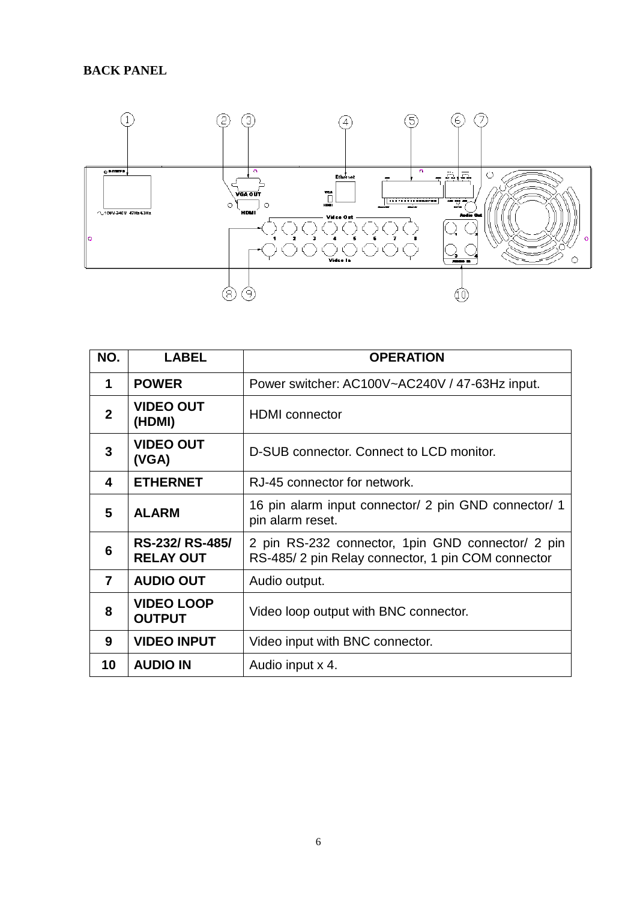**BACK PANEL**

| NO. | LABEL | OPERATION |
|---|---|---|
| 1 | **POWER** | Power switcher: AC100V~AC240V / 47-63Hz input. |
| 2 | **VIDEO OUT (HDMI)** | HDMI connector |
| 3 | **VIDEO OUT (VGA)** | D-SUB connector. Connect to LCD monitor. |
| 4 | **ETHERNET** | RJ-45 connector for network. |
| 5 | **ALARM** | 16 pin alarm input connector/ 2 pin GND connector/ 1 pin alarm reset. |
| 6 | **RS-232/ RS-485/ RELAY OUT** | 2 pin RS-232 connector, 1pin GND connector/ 2 pin RS-485/ 2 pin Relay connector, 1 pin COM connector |
| 7 | **AUDIO OUT** | Audio output. |
| 8 | **VIDEO LOOP OUTPUT** | Video loop output with BNC connector. |
| 9 | **VIDEO INPUT** | Video input with BNC connector. |
| 10 | **AUDIO IN** | Audio input x 4. |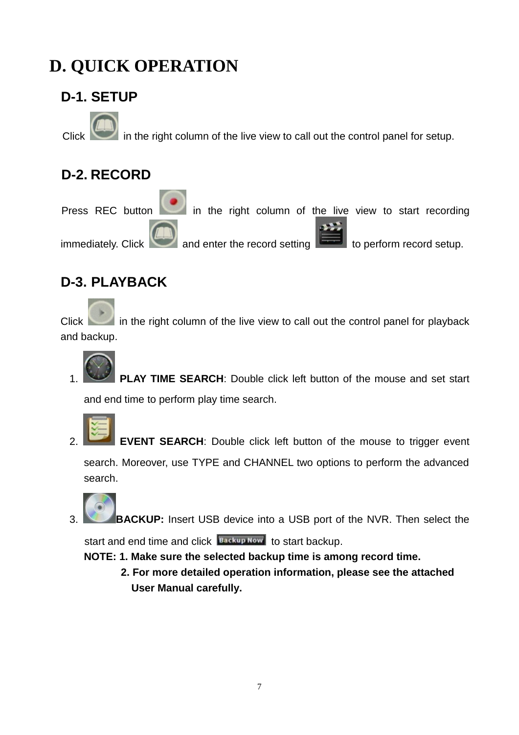# D. QUICK OPERATION

## D-1. SETUP

Click in the right column of the live view to call out the control panel for setup.

## D-2. RECORD

Press REC button in the right column of the live view to start recording immediately. Click and enter the record setting to perform record setup.

## D-3. PLAYBACK

Click in the right column of the live view to call out the control panel for playback and backup.

1. **PLAY TIME SEARCH**: Double click left button of the mouse and set start and end time to perform play time search.
2. **EVENT SEARCH**: Double click left button of the mouse to trigger event search. Moreover, use TYPE and CHANNEL two options to perform the advanced search.
3. **BACKUP:** Insert USB device into a USB port of the NVR. Then select the start and end time and click Backup Now to start backup.

   **NOTE: 1. Make sure the selected backup time is among record time.**
   **2. For more detailed operation information, please see the attached User Manual carefully.**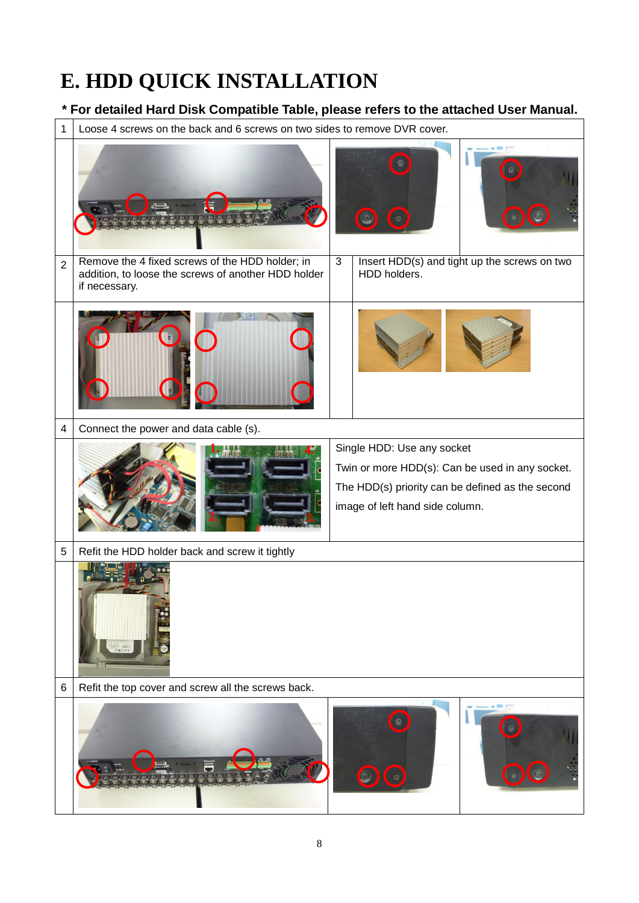# E. HDD QUICK INSTALLATION

**\* For detailed Hard Disk Compatible Table, please refers to the attached User Manual.**

| Step | Instruction |
|---|---|
| 1 | Loose 4 screws on the back and 6 screws on two sides to remove DVR cover. |
| 2 | Remove the 4 fixed screws of the HDD holder; in addition, to loose the screws of another HDD holder if necessary. |
| 3 | Insert HDD(s) and tight up the screws on two HDD holders. |
| 4 | Connect the power and data cable (s). |
| 5 | Refit the HDD holder back and screw it tightly |
| 6 | Refit the top cover and screw all the screws back. |

Notes for step 4:

Single HDD: Use any socket

Twin or more HDD(s): Can be used in any socket.

The HDD(s) priority can be defined as the second image of left hand side column.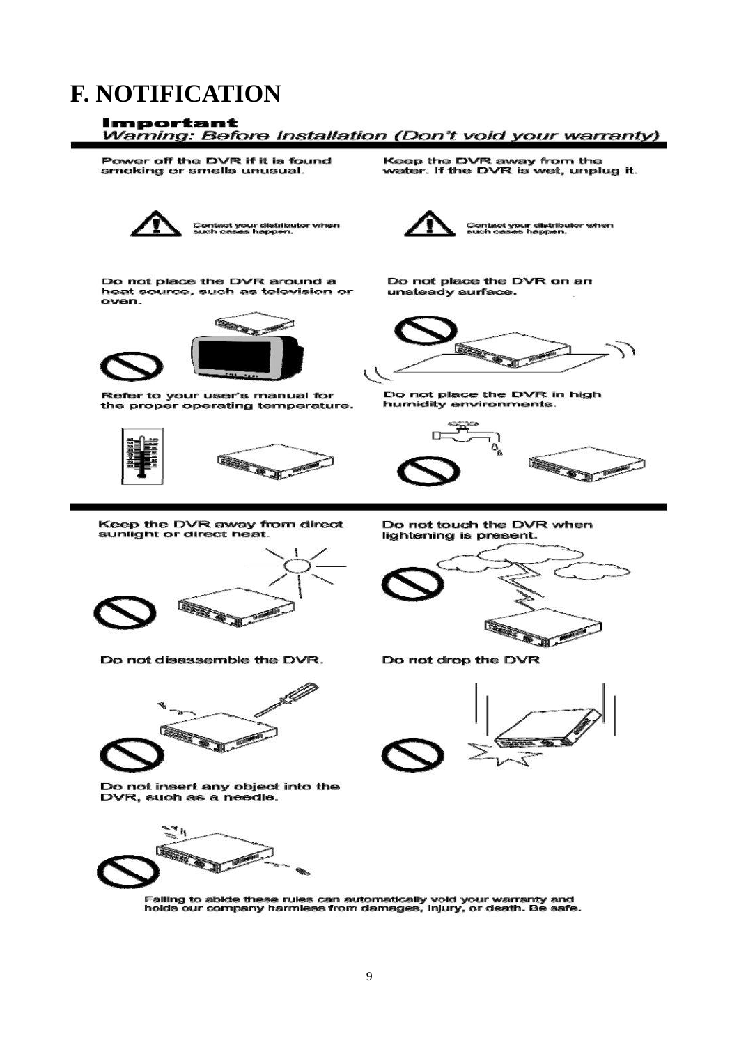# F. NOTIFICATION

**Important**

***Warning: Before Installation (Don't void your warranty)***

Power off the DVR if it is found smoking or smells unusual.

Contact your distributor when such cases happen.

Keep the DVR away from the water. If the DVR is wet, unplug it.

Contact your distributor when such cases happen.

Do not place the DVR around a heat source, such as television or oven.

Do not place the DVR on an unsteady surface.

Refer to your user's manual for the proper operating temperature.

Do not place the DVR in high humidity environments.

Keep the DVR away from direct sunlight or direct heat.

Do not touch the DVR when lightening is present.

Do not disassemble the DVR.

Do not drop the DVR

Do not insert any object into the DVR, such as a needle.

Failing to abide these rules can automatically void your warranty and holds our company harmless from damages, injury, or death. Be safe.